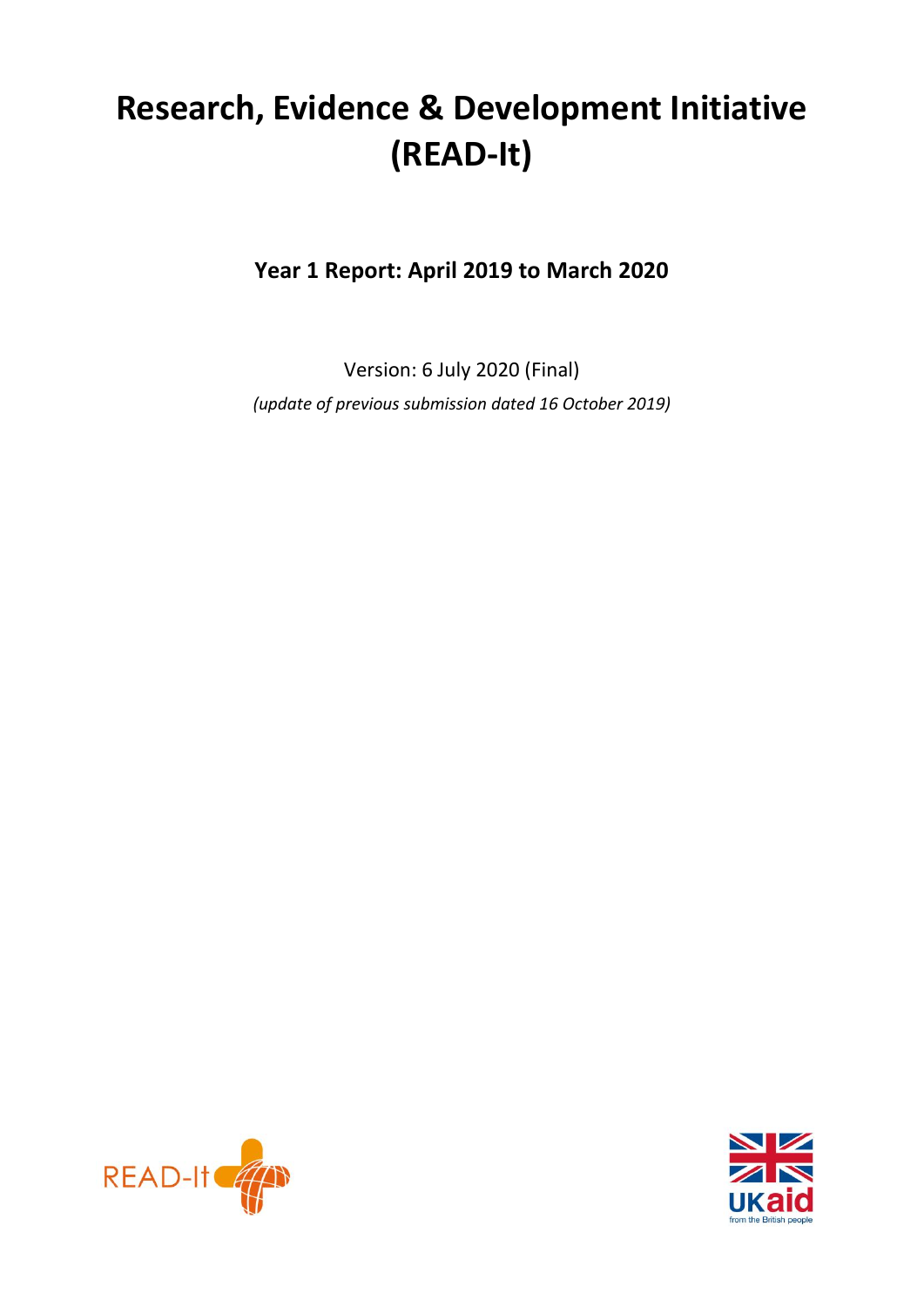# Research, Evidence & Development Initiative (READ-It)

**Year 1 Report: April 2019 to March 2020**

Version: 6 July 2020 (Final)

*(update of previous submission dated 16 October 2019)*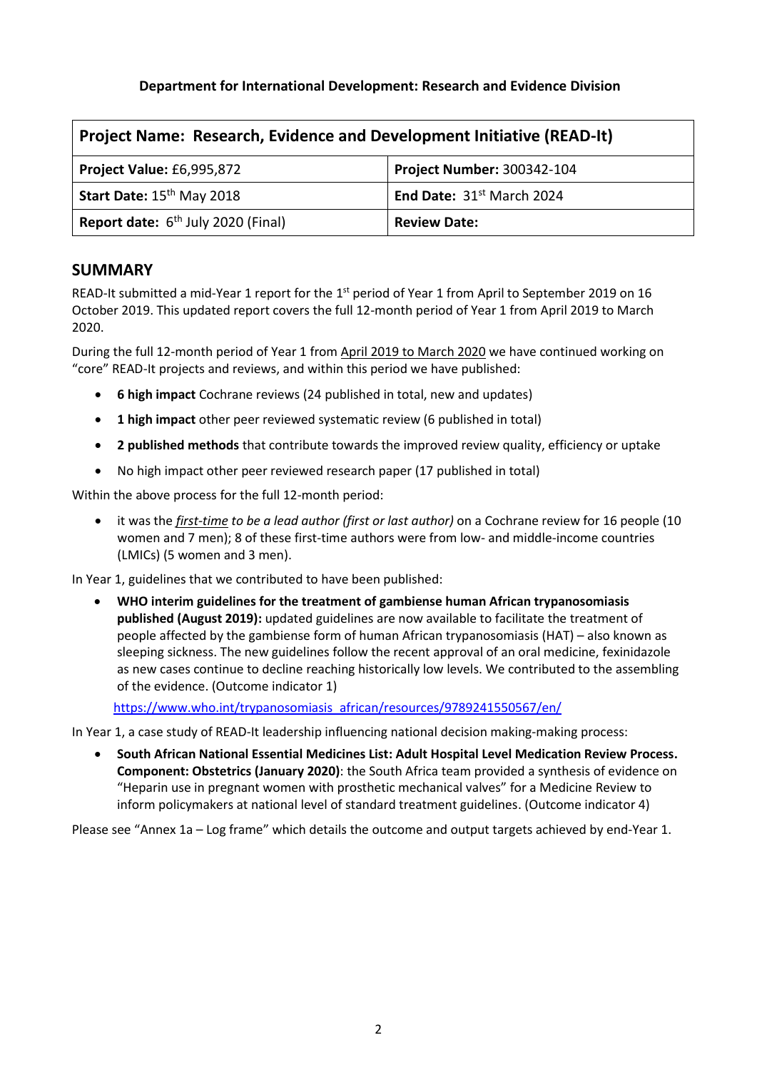**Department for International Development: Research and Evidence Division**

| Project Name: Research, Evidence and Development Initiative (READ-It) | |
|---|---|
| **Project Value:** £6,995,872 | **Project Number:** 300342-104 |
| **Start Date:** 15th May 2018 | **End Date:** 31st March 2024 |
| **Report date:** 6th July 2020 (Final) | **Review Date:** |

## SUMMARY

READ-It submitted a mid-Year 1 report for the 1st period of Year 1 from April to September 2019 on 16 October 2019. This updated report covers the full 12-month period of Year 1 from April 2019 to March 2020.

During the full 12-month period of Year 1 from April 2019 to March 2020 we have continued working on "core" READ-It projects and reviews, and within this period we have published:

- **6 high impact** Cochrane reviews (24 published in total, new and updates)
- **1 high impact** other peer reviewed systematic review (6 published in total)
- **2 published methods** that contribute towards the improved review quality, efficiency or uptake
- No high impact other peer reviewed research paper (17 published in total)

Within the above process for the full 12-month period:

- it was the *first-time to be a lead author (first or last author)* on a Cochrane review for 16 people (10 women and 7 men); 8 of these first-time authors were from low- and middle-income countries (LMICs) (5 women and 3 men).

In Year 1, guidelines that we contributed to have been published:

- **WHO interim guidelines for the treatment of gambiense human African trypanosomiasis published (August 2019):** updated guidelines are now available to facilitate the treatment of people affected by the gambiense form of human African trypanosomiasis (HAT) – also known as sleeping sickness. The new guidelines follow the recent approval of an oral medicine, fexinidazole as new cases continue to decline reaching historically low levels. We contributed to the assembling of the evidence. (Outcome indicator 1)

  https://www.who.int/trypanosomiasis_african/resources/9789241550567/en/

In Year 1, a case study of READ-It leadership influencing national decision making-making process:

- **South African National Essential Medicines List: Adult Hospital Level Medication Review Process. Component: Obstetrics (January 2020)**: the South Africa team provided a synthesis of evidence on "Heparin use in pregnant women with prosthetic mechanical valves" for a Medicine Review to inform policymakers at national level of standard treatment guidelines. (Outcome indicator 4)

Please see "Annex 1a – Log frame" which details the outcome and output targets achieved by end-Year 1.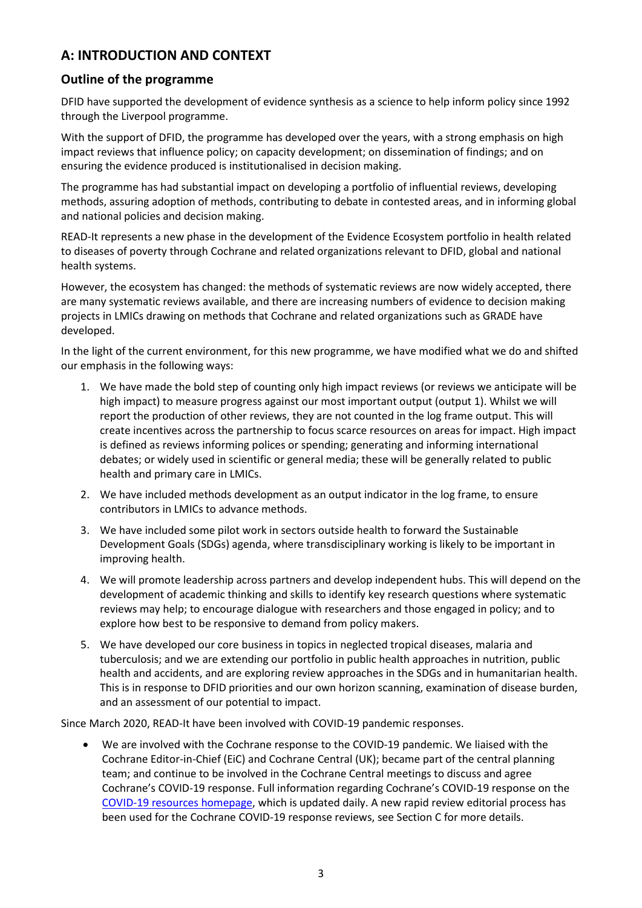## A: INTRODUCTION AND CONTEXT

### Outline of the programme

DFID have supported the development of evidence synthesis as a science to help inform policy since 1992 through the Liverpool programme.

With the support of DFID, the programme has developed over the years, with a strong emphasis on high impact reviews that influence policy; on capacity development; on dissemination of findings; and on ensuring the evidence produced is institutionalised in decision making.

The programme has had substantial impact on developing a portfolio of influential reviews, developing methods, assuring adoption of methods, contributing to debate in contested areas, and in informing global and national policies and decision making.

READ-It represents a new phase in the development of the Evidence Ecosystem portfolio in health related to diseases of poverty through Cochrane and related organizations relevant to DFID, global and national health systems.

However, the ecosystem has changed: the methods of systematic reviews are now widely accepted, there are many systematic reviews available, and there are increasing numbers of evidence to decision making projects in LMICs drawing on methods that Cochrane and related organizations such as GRADE have developed.

In the light of the current environment, for this new programme, we have modified what we do and shifted our emphasis in the following ways:

1. We have made the bold step of counting only high impact reviews (or reviews we anticipate will be high impact) to measure progress against our most important output (output 1). Whilst we will report the production of other reviews, they are not counted in the log frame output. This will create incentives across the partnership to focus scarce resources on areas for impact. High impact is defined as reviews informing polices or spending; generating and informing international debates; or widely used in scientific or general media; these will be generally related to public health and primary care in LMICs.
2. We have included methods development as an output indicator in the log frame, to ensure contributors in LMICs to advance methods.
3. We have included some pilot work in sectors outside health to forward the Sustainable Development Goals (SDGs) agenda, where transdisciplinary working is likely to be important in improving health.
4. We will promote leadership across partners and develop independent hubs. This will depend on the development of academic thinking and skills to identify key research questions where systematic reviews may help; to encourage dialogue with researchers and those engaged in policy; and to explore how best to be responsive to demand from policy makers.
5. We have developed our core business in topics in neglected tropical diseases, malaria and tuberculosis; and we are extending our portfolio in public health approaches in nutrition, public health and accidents, and are exploring review approaches in the SDGs and in humanitarian health. This is in response to DFID priorities and our own horizon scanning, examination of disease burden, and an assessment of our potential to impact.

Since March 2020, READ-It have been involved with COVID-19 pandemic responses.

- We are involved with the Cochrane response to the COVID-19 pandemic. We liaised with the Cochrane Editor-in-Chief (EiC) and Cochrane Central (UK); became part of the central planning team; and continue to be involved in the Cochrane Central meetings to discuss and agree Cochrane's COVID-19 response. Full information regarding Cochrane's COVID-19 response on the COVID-19 resources homepage, which is updated daily. A new rapid review editorial process has been used for the Cochrane COVID-19 response reviews, see Section C for more details.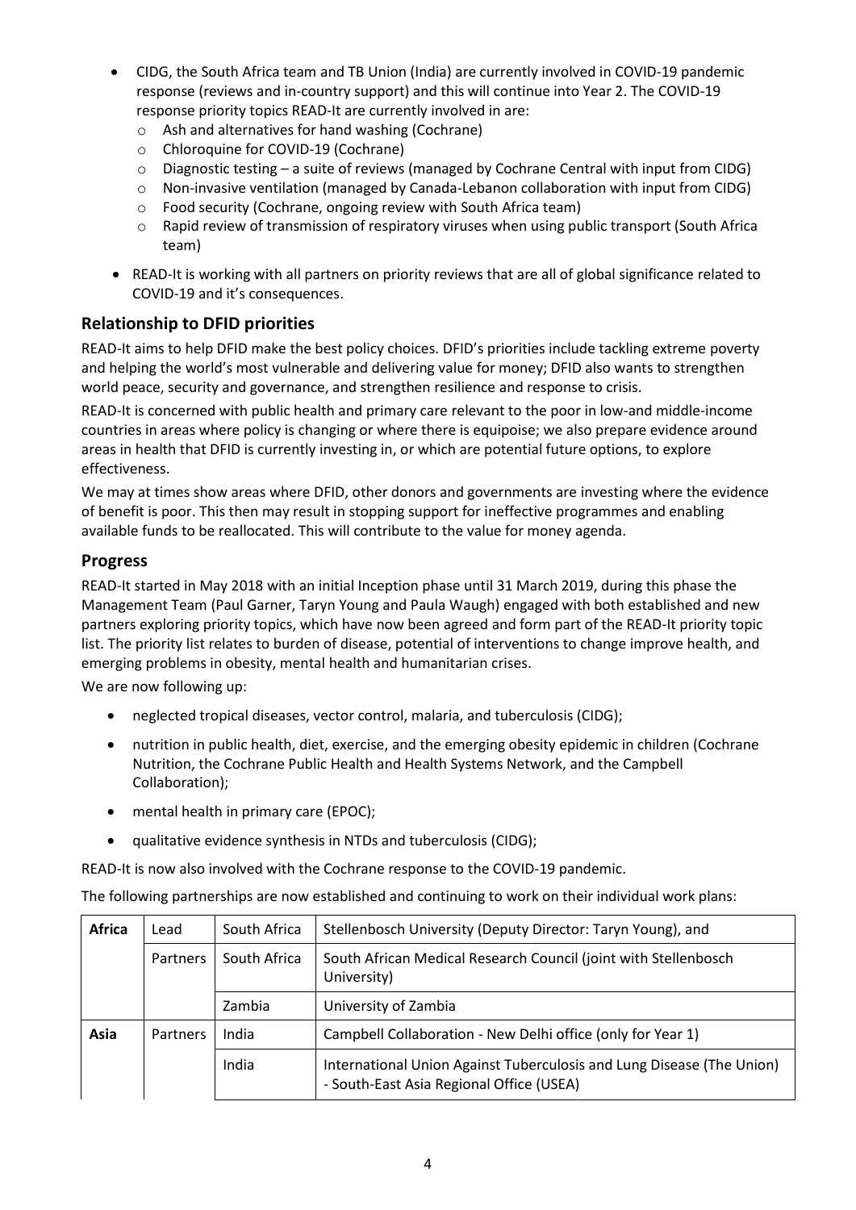- CIDG, the South Africa team and TB Union (India) are currently involved in COVID-19 pandemic response (reviews and in-country support) and this will continue into Year 2. The COVID-19 response priority topics READ-It are currently involved in are:
  - Ash and alternatives for hand washing (Cochrane)
  - Chloroquine for COVID-19 (Cochrane)
  - Diagnostic testing – a suite of reviews (managed by Cochrane Central with input from CIDG)
  - Non-invasive ventilation (managed by Canada-Lebanon collaboration with input from CIDG)
  - Food security (Cochrane, ongoing review with South Africa team)
  - Rapid review of transmission of respiratory viruses when using public transport (South Africa team)
- READ-It is working with all partners on priority reviews that are all of global significance related to COVID-19 and it's consequences.

## Relationship to DFID priorities

READ-It aims to help DFID make the best policy choices. DFID's priorities include tackling extreme poverty and helping the world's most vulnerable and delivering value for money; DFID also wants to strengthen world peace, security and governance, and strengthen resilience and response to crisis.

READ-It is concerned with public health and primary care relevant to the poor in low-and middle-income countries in areas where policy is changing or where there is equipoise; we also prepare evidence around areas in health that DFID is currently investing in, or which are potential future options, to explore effectiveness.

We may at times show areas where DFID, other donors and governments are investing where the evidence of benefit is poor. This then may result in stopping support for ineffective programmes and enabling available funds to be reallocated. This will contribute to the value for money agenda.

## Progress

READ-It started in May 2018 with an initial Inception phase until 31 March 2019, during this phase the Management Team (Paul Garner, Taryn Young and Paula Waugh) engaged with both established and new partners exploring priority topics, which have now been agreed and form part of the READ-It priority topic list. The priority list relates to burden of disease, potential of interventions to change improve health, and emerging problems in obesity, mental health and humanitarian crises.

We are now following up:

- neglected tropical diseases, vector control, malaria, and tuberculosis (CIDG);
- nutrition in public health, diet, exercise, and the emerging obesity epidemic in children (Cochrane Nutrition, the Cochrane Public Health and Health Systems Network, and the Campbell Collaboration);
- mental health in primary care (EPOC);
- qualitative evidence synthesis in NTDs and tuberculosis (CIDG);

READ-It is now also involved with the Cochrane response to the COVID-19 pandemic.

The following partnerships are now established and continuing to work on their individual work plans:

| | | | |
|---|---|---|---|
| **Africa** | Lead | South Africa | Stellenbosch University (Deputy Director: Taryn Young), and |
| | Partners | South Africa | South African Medical Research Council (joint with Stellenbosch University) |
| | | Zambia | University of Zambia |
| **Asia** | Partners | India | Campbell Collaboration - New Delhi office (only for Year 1) |
| | | India | International Union Against Tuberculosis and Lung Disease (The Union) - South-East Asia Regional Office (USEA) |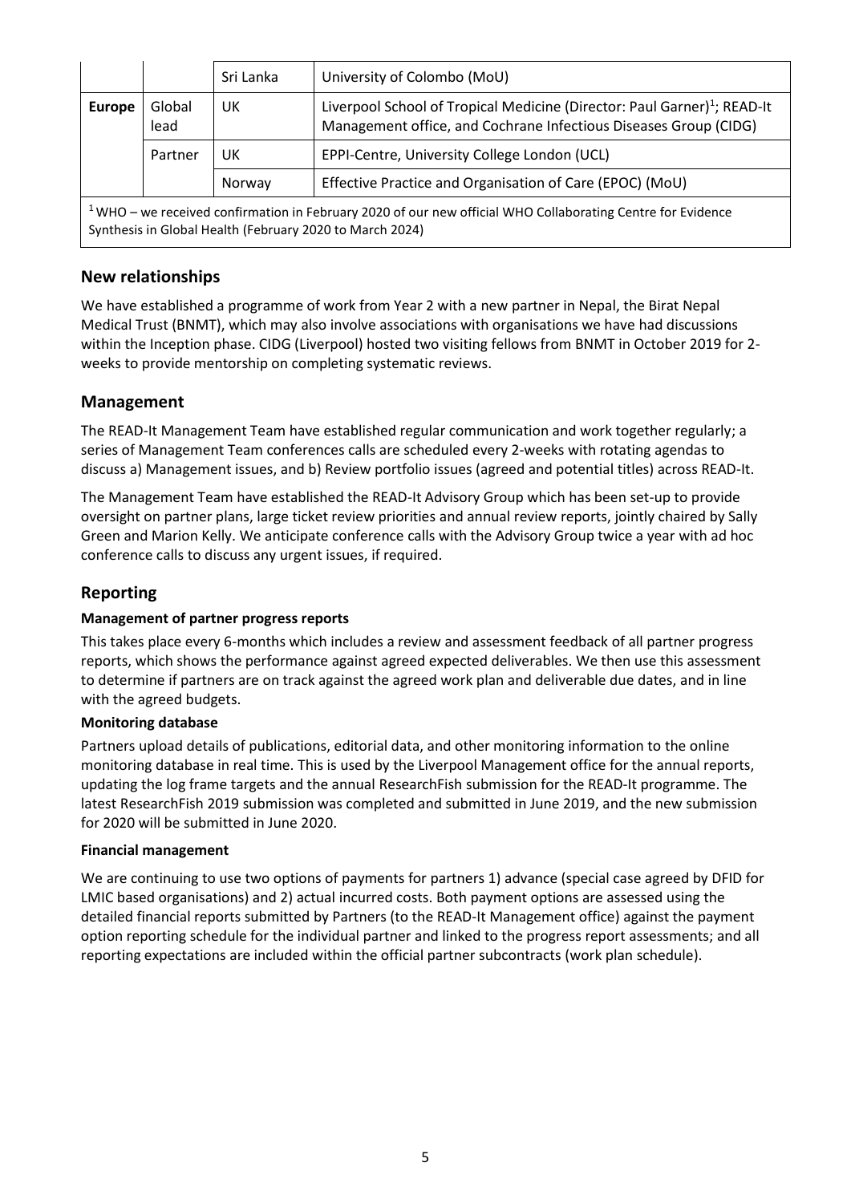| | | | |
|---|---|---|---|
| | | Sri Lanka | University of Colombo (MoU) |
| **Europe** | Global lead | UK | Liverpool School of Tropical Medicine (Director: Paul Garner)[1]; READ-It Management office, and Cochrane Infectious Diseases Group (CIDG) |
| | Partner | UK | EPPI-Centre, University College London (UCL) |
| | | Norway | Effective Practice and Organisation of Care (EPOC) (MoU) |

[1] WHO – we received confirmation in February 2020 of our new official WHO Collaborating Centre for Evidence Synthesis in Global Health (February 2020 to March 2024)

## New relationships

We have established a programme of work from Year 2 with a new partner in Nepal, the Birat Nepal Medical Trust (BNMT), which may also involve associations with organisations we have had discussions within the Inception phase. CIDG (Liverpool) hosted two visiting fellows from BNMT in October 2019 for 2-weeks to provide mentorship on completing systematic reviews.

## Management

The READ-It Management Team have established regular communication and work together regularly; a series of Management Team conferences calls are scheduled every 2-weeks with rotating agendas to discuss a) Management issues, and b) Review portfolio issues (agreed and potential titles) across READ-It.

The Management Team have established the READ-It Advisory Group which has been set-up to provide oversight on partner plans, large ticket review priorities and annual review reports, jointly chaired by Sally Green and Marion Kelly. We anticipate conference calls with the Advisory Group twice a year with ad hoc conference calls to discuss any urgent issues, if required.

## Reporting

**Management of partner progress reports**

This takes place every 6-months which includes a review and assessment feedback of all partner progress reports, which shows the performance against agreed expected deliverables. We then use this assessment to determine if partners are on track against the agreed work plan and deliverable due dates, and in line with the agreed budgets.

**Monitoring database**

Partners upload details of publications, editorial data, and other monitoring information to the online monitoring database in real time. This is used by the Liverpool Management office for the annual reports, updating the log frame targets and the annual ResearchFish submission for the READ-It programme. The latest ResearchFish 2019 submission was completed and submitted in June 2019, and the new submission for 2020 will be submitted in June 2020.

**Financial management**

We are continuing to use two options of payments for partners 1) advance (special case agreed by DFID for LMIC based organisations) and 2) actual incurred costs. Both payment options are assessed using the detailed financial reports submitted by Partners (to the READ-It Management office) against the payment option reporting schedule for the individual partner and linked to the progress report assessments; and all reporting expectations are included within the official partner subcontracts (work plan schedule).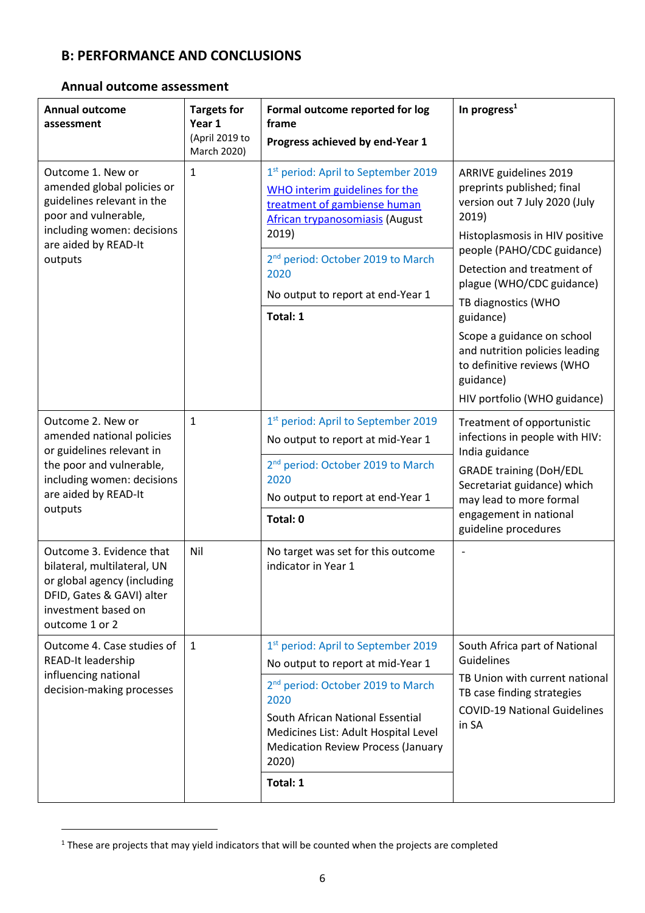## B: PERFORMANCE AND CONCLUSIONS

### Annual outcome assessment

| Annual outcome assessment | Targets for Year 1 (April 2019 to March 2020) | Formal outcome reported for log frame<br>Progress achieved by end-Year 1 | In progress[1] |
|---|---|---|---|
| Outcome 1. New or amended global policies or guidelines relevant in the poor and vulnerable, including women: decisions are aided by READ-It outputs | 1 | 1st period: April to September 2019<br>WHO interim guidelines for the treatment of gambiense human African trypanosomiasis (August 2019)<br>2nd period: October 2019 to March 2020<br>No output to report at end-Year 1<br>**Total: 1** | ARRIVE guidelines 2019 preprints published; final version out 7 July 2020 (July 2019)<br>Histoplasmosis in HIV positive people (PAHO/CDC guidance)<br>Detection and treatment of plague (WHO/CDC guidance)<br>TB diagnostics (WHO guidance)<br>Scope a guidance on school and nutrition policies leading to definitive reviews (WHO guidance)<br>HIV portfolio (WHO guidance) |
| Outcome 2. New or amended national policies or guidelines relevant in the poor and vulnerable, including women: decisions are aided by READ-It outputs | 1 | 1st period: April to September 2019<br>No output to report at mid-Year 1<br>2nd period: October 2019 to March 2020<br>No output to report at end-Year 1<br>**Total: 0** | Treatment of opportunistic infections in people with HIV: India guidance<br>GRADE training (DoH/EDL Secretariat guidance) which may lead to more formal engagement in national guideline procedures |
| Outcome 3. Evidence that bilateral, multilateral, UN or global agency (including DFID, Gates & GAVI) alter investment based on outcome 1 or 2 | Nil | No target was set for this outcome indicator in Year 1 | - |
| Outcome 4. Case studies of READ-It leadership influencing national decision-making processes | 1 | 1st period: April to September 2019<br>No output to report at mid-Year 1<br>2nd period: October 2019 to March 2020<br>South African National Essential Medicines List: Adult Hospital Level Medication Review Process (January 2020)<br>**Total: 1** | South Africa part of National Guidelines<br>TB Union with current national TB case finding strategies<br>COVID-19 National Guidelines in SA |

[1] These are projects that may yield indicators that will be counted when the projects are completed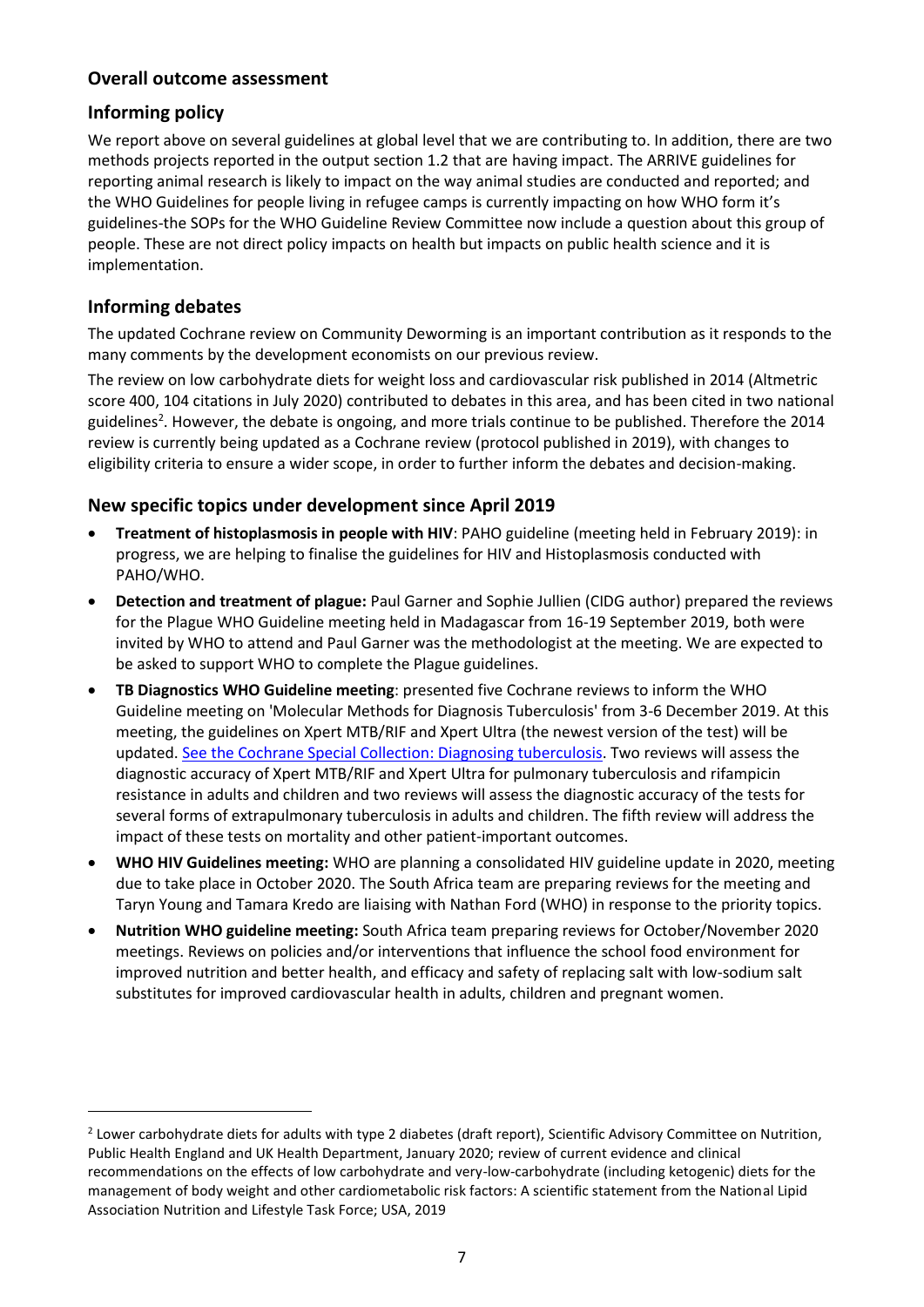## Overall outcome assessment

## Informing policy

We report above on several guidelines at global level that we are contributing to. In addition, there are two methods projects reported in the output section 1.2 that are having impact. The ARRIVE guidelines for reporting animal research is likely to impact on the way animal studies are conducted and reported; and the WHO Guidelines for people living in refugee camps is currently impacting on how WHO form it's guidelines-the SOPs for the WHO Guideline Review Committee now include a question about this group of people. These are not direct policy impacts on health but impacts on public health science and it is implementation.

## Informing debates

The updated Cochrane review on Community Deworming is an important contribution as it responds to the many comments by the development economists on our previous review.

The review on low carbohydrate diets for weight loss and cardiovascular risk published in 2014 (Altmetric score 400, 104 citations in July 2020) contributed to debates in this area, and has been cited in two national guidelines[2]. However, the debate is ongoing, and more trials continue to be published. Therefore the 2014 review is currently being updated as a Cochrane review (protocol published in 2019), with changes to eligibility criteria to ensure a wider scope, in order to further inform the debates and decision-making.

## New specific topics under development since April 2019

- **Treatment of histoplasmosis in people with HIV**: PAHO guideline (meeting held in February 2019): in progress, we are helping to finalise the guidelines for HIV and Histoplasmosis conducted with PAHO/WHO.
- **Detection and treatment of plague:** Paul Garner and Sophie Jullien (CIDG author) prepared the reviews for the Plague WHO Guideline meeting held in Madagascar from 16-19 September 2019, both were invited by WHO to attend and Paul Garner was the methodologist at the meeting. We are expected to be asked to support WHO to complete the Plague guidelines.
- **TB Diagnostics WHO Guideline meeting**: presented five Cochrane reviews to inform the WHO Guideline meeting on 'Molecular Methods for Diagnosis Tuberculosis' from 3-6 December 2019. At this meeting, the guidelines on Xpert MTB/RIF and Xpert Ultra (the newest version of the test) will be updated. See the Cochrane Special Collection: Diagnosing tuberculosis. Two reviews will assess the diagnostic accuracy of Xpert MTB/RIF and Xpert Ultra for pulmonary tuberculosis and rifampicin resistance in adults and children and two reviews will assess the diagnostic accuracy of the tests for several forms of extrapulmonary tuberculosis in adults and children. The fifth review will address the impact of these tests on mortality and other patient-important outcomes.
- **WHO HIV Guidelines meeting:** WHO are planning a consolidated HIV guideline update in 2020, meeting due to take place in October 2020. The South Africa team are preparing reviews for the meeting and Taryn Young and Tamara Kredo are liaising with Nathan Ford (WHO) in response to the priority topics.
- **Nutrition WHO guideline meeting:** South Africa team preparing reviews for October/November 2020 meetings. Reviews on policies and/or interventions that influence the school food environment for improved nutrition and better health, and efficacy and safety of replacing salt with low-sodium salt substitutes for improved cardiovascular health in adults, children and pregnant women.

---

[2] Lower carbohydrate diets for adults with type 2 diabetes (draft report), Scientific Advisory Committee on Nutrition, Public Health England and UK Health Department, January 2020; review of current evidence and clinical recommendations on the effects of low carbohydrate and very-low-carbohydrate (including ketogenic) diets for the management of body weight and other cardiometabolic risk factors: A scientific statement from the National Lipid Association Nutrition and Lifestyle Task Force; USA, 2019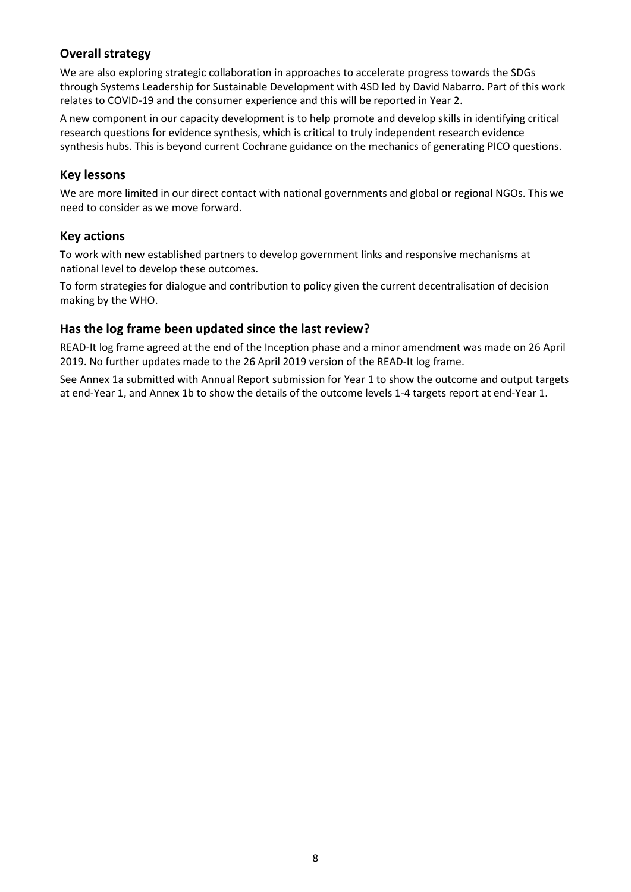## Overall strategy

We are also exploring strategic collaboration in approaches to accelerate progress towards the SDGs through Systems Leadership for Sustainable Development with 4SD led by David Nabarro. Part of this work relates to COVID-19 and the consumer experience and this will be reported in Year 2.

A new component in our capacity development is to help promote and develop skills in identifying critical research questions for evidence synthesis, which is critical to truly independent research evidence synthesis hubs. This is beyond current Cochrane guidance on the mechanics of generating PICO questions.

## Key lessons

We are more limited in our direct contact with national governments and global or regional NGOs. This we need to consider as we move forward.

## Key actions

To work with new established partners to develop government links and responsive mechanisms at national level to develop these outcomes.

To form strategies for dialogue and contribution to policy given the current decentralisation of decision making by the WHO.

## Has the log frame been updated since the last review?

READ-It log frame agreed at the end of the Inception phase and a minor amendment was made on 26 April 2019. No further updates made to the 26 April 2019 version of the READ-It log frame.

See Annex 1a submitted with Annual Report submission for Year 1 to show the outcome and output targets at end-Year 1, and Annex 1b to show the details of the outcome levels 1-4 targets report at end-Year 1.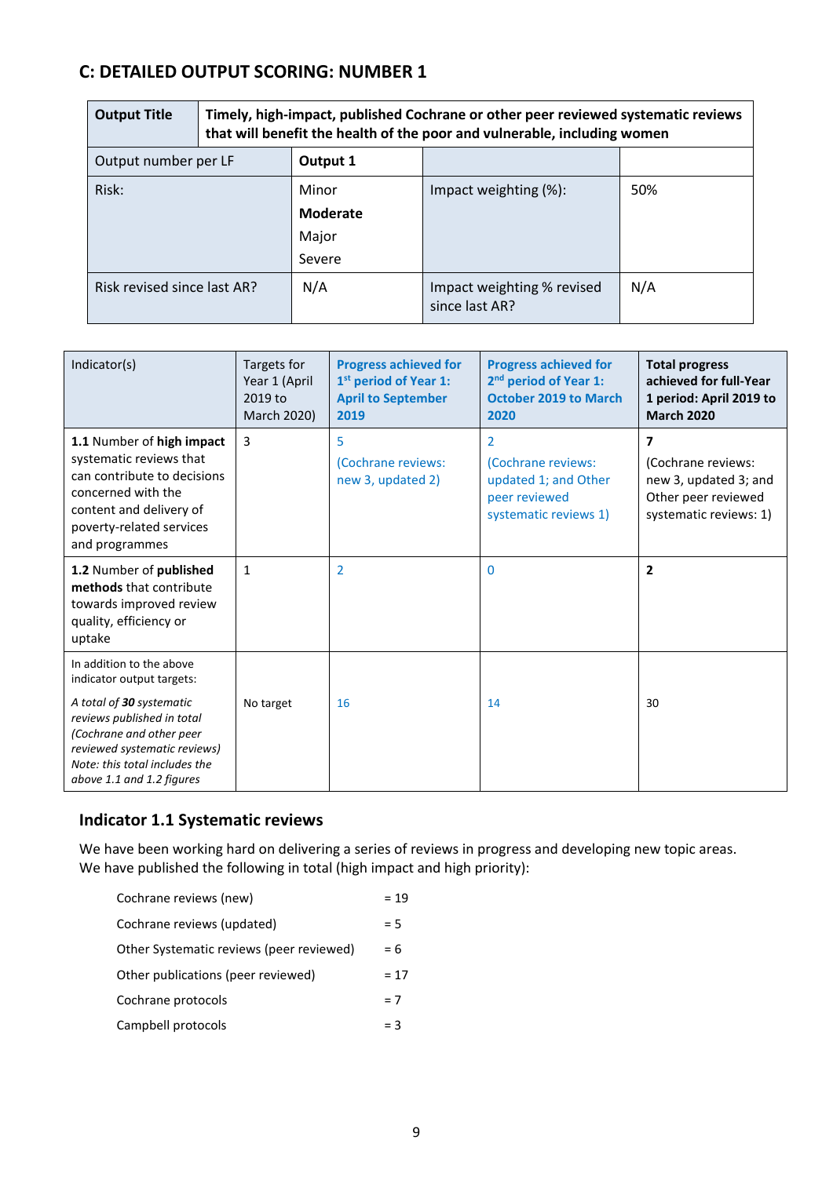## C: DETAILED OUTPUT SCORING: NUMBER 1

| **Output Title** | **Timely, high-impact, published Cochrane or other peer reviewed systematic reviews that will benefit the health of the poor and vulnerable, including women** | | |
|---|---|---|---|
| Output number per LF | **Output 1** | | |
| Risk: | Minor<br>**Moderate**<br>Major<br>Severe | Impact weighting (%): | 50% |
| Risk revised since last AR? | N/A | Impact weighting % revised since last AR? | N/A |

| Indicator(s) | Targets for Year 1 (April 2019 to March 2020) | **Progress achieved for 1st period of Year 1: April to September 2019** | **Progress achieved for 2nd period of Year 1: October 2019 to March 2020** | **Total progress achieved for full-Year 1 period: April 2019 to March 2020** |
|---|---|---|---|---|
| **1.1** Number of **high impact** systematic reviews that can contribute to decisions concerned with the content and delivery of poverty-related services and programmes | 3 | 5<br>(Cochrane reviews: new 3, updated 2) | 2<br>(Cochrane reviews: updated 1; and Other peer reviewed systematic reviews 1) | **7**<br>(Cochrane reviews: new 3, updated 3; and Other peer reviewed systematic reviews: 1) |
| **1.2** Number of **published methods** that contribute towards improved review quality, efficiency or uptake | 1 | 2 | 0 | **2** |
| In addition to the above indicator output targets:<br>*A total of **30** systematic reviews published in total (Cochrane and other peer reviewed systematic reviews) Note: this total includes the above 1.1 and 1.2 figures* | No target | 16 | 14 | 30 |

### Indicator 1.1 Systematic reviews

We have been working hard on delivering a series of reviews in progress and developing new topic areas. We have published the following in total (high impact and high priority):

| | |
|---|---|
| Cochrane reviews (new) | = 19 |
| Cochrane reviews (updated) | = 5 |
| Other Systematic reviews (peer reviewed) | = 6 |
| Other publications (peer reviewed) | = 17 |
| Cochrane protocols | = 7 |
| Campbell protocols | = 3 |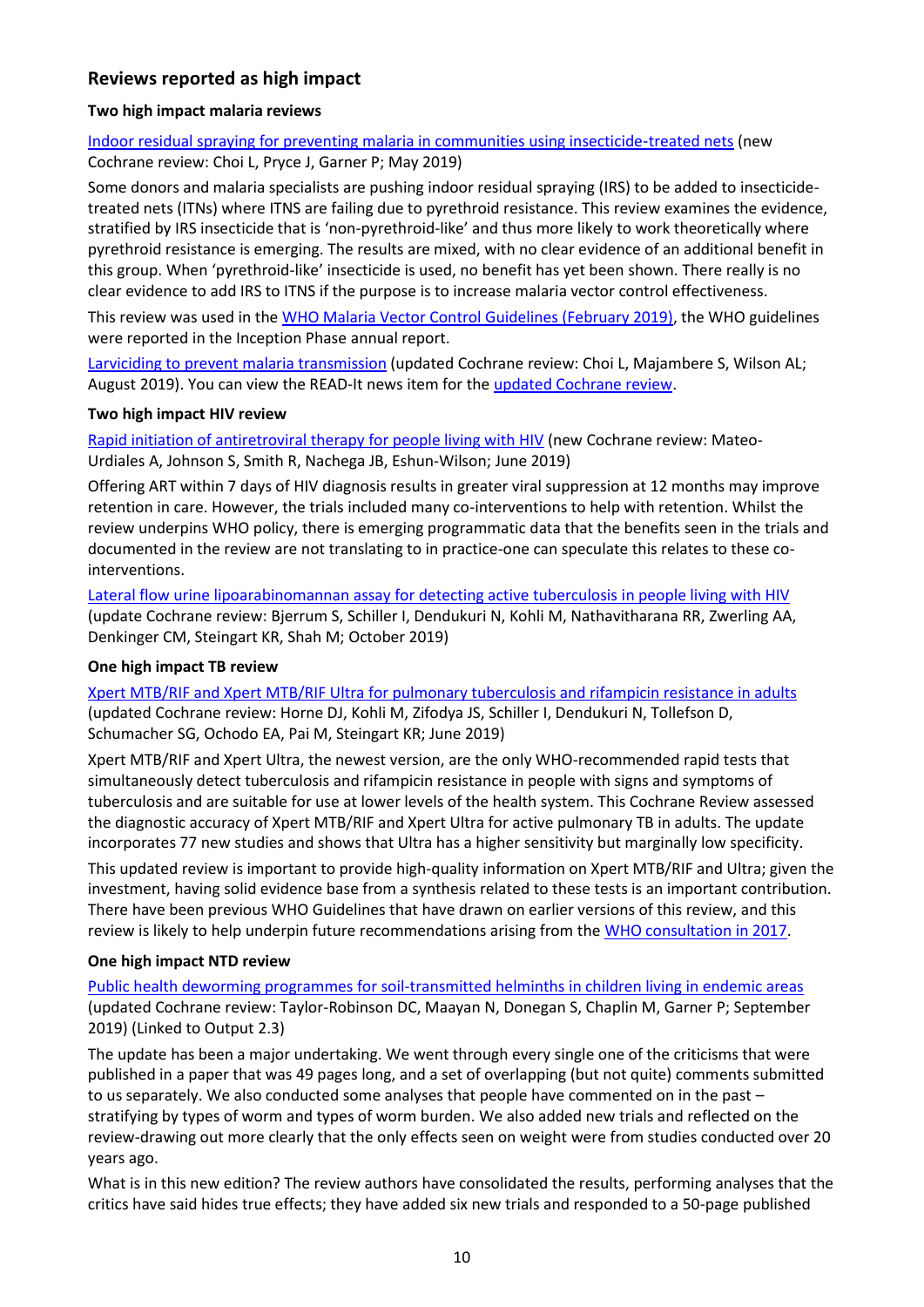## Reviews reported as high impact

### Two high impact malaria reviews

Indoor residual spraying for preventing malaria in communities using insecticide-treated nets (new Cochrane review: Choi L, Pryce J, Garner P; May 2019)

Some donors and malaria specialists are pushing indoor residual spraying (IRS) to be added to insecticide-treated nets (ITNs) where ITNS are failing due to pyrethroid resistance. This review examines the evidence, stratified by IRS insecticide that is 'non-pyrethroid-like' and thus more likely to work theoretically where pyrethroid resistance is emerging. The results are mixed, with no clear evidence of an additional benefit in this group. When 'pyrethroid-like' insecticide is used, no benefit has yet been shown. There really is no clear evidence to add IRS to ITNS if the purpose is to increase malaria vector control effectiveness.

This review was used in the WHO Malaria Vector Control Guidelines (February 2019), the WHO guidelines were reported in the Inception Phase annual report.

Larviciding to prevent malaria transmission (updated Cochrane review: Choi L, Majambere S, Wilson AL; August 2019). You can view the READ-It news item for the updated Cochrane review.

### Two high impact HIV review

Rapid initiation of antiretroviral therapy for people living with HIV (new Cochrane review: Mateo-Urdiales A, Johnson S, Smith R, Nachega JB, Eshun-Wilson; June 2019)

Offering ART within 7 days of HIV diagnosis results in greater viral suppression at 12 months may improve retention in care. However, the trials included many co-interventions to help with retention. Whilst the review underpins WHO policy, there is emerging programmatic data that the benefits seen in the trials and documented in the review are not translating to in practice-one can speculate this relates to these co-interventions.

Lateral flow urine lipoarabinomannan assay for detecting active tuberculosis in people living with HIV (update Cochrane review: Bjerrum S, Schiller I, Dendukuri N, Kohli M, Nathavitharana RR, Zwerling AA, Denkinger CM, Steingart KR, Shah M; October 2019)

### One high impact TB review

Xpert MTB/RIF and Xpert MTB/RIF Ultra for pulmonary tuberculosis and rifampicin resistance in adults (updated Cochrane review: Horne DJ, Kohli M, Zifodya JS, Schiller I, Dendukuri N, Tollefson D, Schumacher SG, Ochodo EA, Pai M, Steingart KR; June 2019)

Xpert MTB/RIF and Xpert Ultra, the newest version, are the only WHO-recommended rapid tests that simultaneously detect tuberculosis and rifampicin resistance in people with signs and symptoms of tuberculosis and are suitable for use at lower levels of the health system. This Cochrane Review assessed the diagnostic accuracy of Xpert MTB/RIF and Xpert Ultra for active pulmonary TB in adults. The update incorporates 77 new studies and shows that Ultra has a higher sensitivity but marginally low specificity.

This updated review is important to provide high-quality information on Xpert MTB/RIF and Ultra; given the investment, having solid evidence base from a synthesis related to these tests is an important contribution. There have been previous WHO Guidelines that have drawn on earlier versions of this review, and this review is likely to help underpin future recommendations arising from the WHO consultation in 2017.

### One high impact NTD review

Public health deworming programmes for soil-transmitted helminths in children living in endemic areas (updated Cochrane review: Taylor-Robinson DC, Maayan N, Donegan S, Chaplin M, Garner P; September 2019) (Linked to Output 2.3)

The update has been a major undertaking. We went through every single one of the criticisms that were published in a paper that was 49 pages long, and a set of overlapping (but not quite) comments submitted to us separately. We also conducted some analyses that people have commented on in the past – stratifying by types of worm and types of worm burden. We also added new trials and reflected on the review-drawing out more clearly that the only effects seen on weight were from studies conducted over 20 years ago.

What is in this new edition? The review authors have consolidated the results, performing analyses that the critics have said hides true effects; they have added six new trials and responded to a 50-page published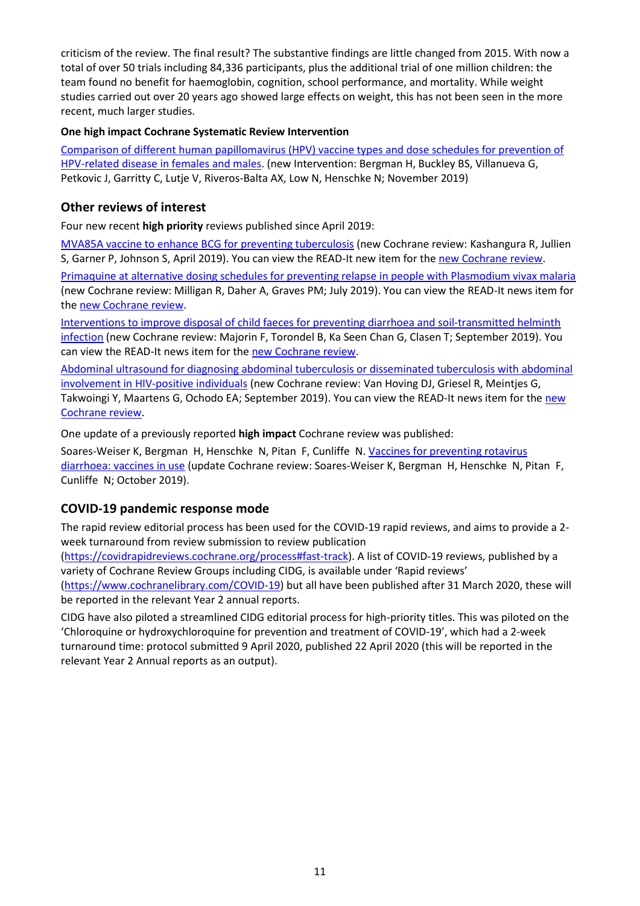criticism of the review. The final result? The substantive findings are little changed from 2015. With now a total of over 50 trials including 84,336 participants, plus the additional trial of one million children: the team found no benefit for haemoglobin, cognition, school performance, and mortality. While weight studies carried out over 20 years ago showed large effects on weight, this has not been seen in the more recent, much larger studies.

**One high impact Cochrane Systematic Review Intervention**

Comparison of different human papillomavirus (HPV) vaccine types and dose schedules for prevention of HPV-related disease in females and males. (new Intervention: Bergman H, Buckley BS, Villanueva G, Petkovic J, Garritty C, Lutje V, Riveros-Balta AX, Low N, Henschke N; November 2019)

## Other reviews of interest

Four new recent **high priority** reviews published since April 2019:

MVA85A vaccine to enhance BCG for preventing tuberculosis (new Cochrane review: Kashangura R, Jullien S, Garner P, Johnson S, April 2019). You can view the READ-It new item for the new Cochrane review.

Primaquine at alternative dosing schedules for preventing relapse in people with Plasmodium vivax malaria (new Cochrane review: Milligan R, Daher A, Graves PM; July 2019). You can view the READ-It news item for the new Cochrane review.

Interventions to improve disposal of child faeces for preventing diarrhoea and soil-transmitted helminth infection (new Cochrane review: Majorin F, Torondel B, Ka Seen Chan G, Clasen T; September 2019). You can view the READ-It news item for the new Cochrane review.

Abdominal ultrasound for diagnosing abdominal tuberculosis or disseminated tuberculosis with abdominal involvement in HIV-positive individuals (new Cochrane review: Van Hoving DJ, Griesel R, Meintjes G, Takwoingi Y, Maartens G, Ochodo EA; September 2019). You can view the READ-It news item for the new Cochrane review.

One update of a previously reported **high impact** Cochrane review was published:

Soares-Weiser K, Bergman H, Henschke N, Pitan F, Cunliffe N. Vaccines for preventing rotavirus diarrhoea: vaccines in use (update Cochrane review: Soares-Weiser K, Bergman H, Henschke N, Pitan F, Cunliffe N; October 2019).

## COVID-19 pandemic response mode

The rapid review editorial process has been used for the COVID-19 rapid reviews, and aims to provide a 2-week turnaround from review submission to review publication (https://covidrapidreviews.cochrane.org/process#fast-track). A list of COVID-19 reviews, published by a variety of Cochrane Review Groups including CIDG, is available under 'Rapid reviews' (https://www.cochranelibrary.com/COVID-19) but all have been published after 31 March 2020, these will be reported in the relevant Year 2 annual reports.

CIDG have also piloted a streamlined CIDG editorial process for high-priority titles. This was piloted on the 'Chloroquine or hydroxychloroquine for prevention and treatment of COVID-19', which had a 2-week turnaround time: protocol submitted 9 April 2020, published 22 April 2020 (this will be reported in the relevant Year 2 Annual reports as an output).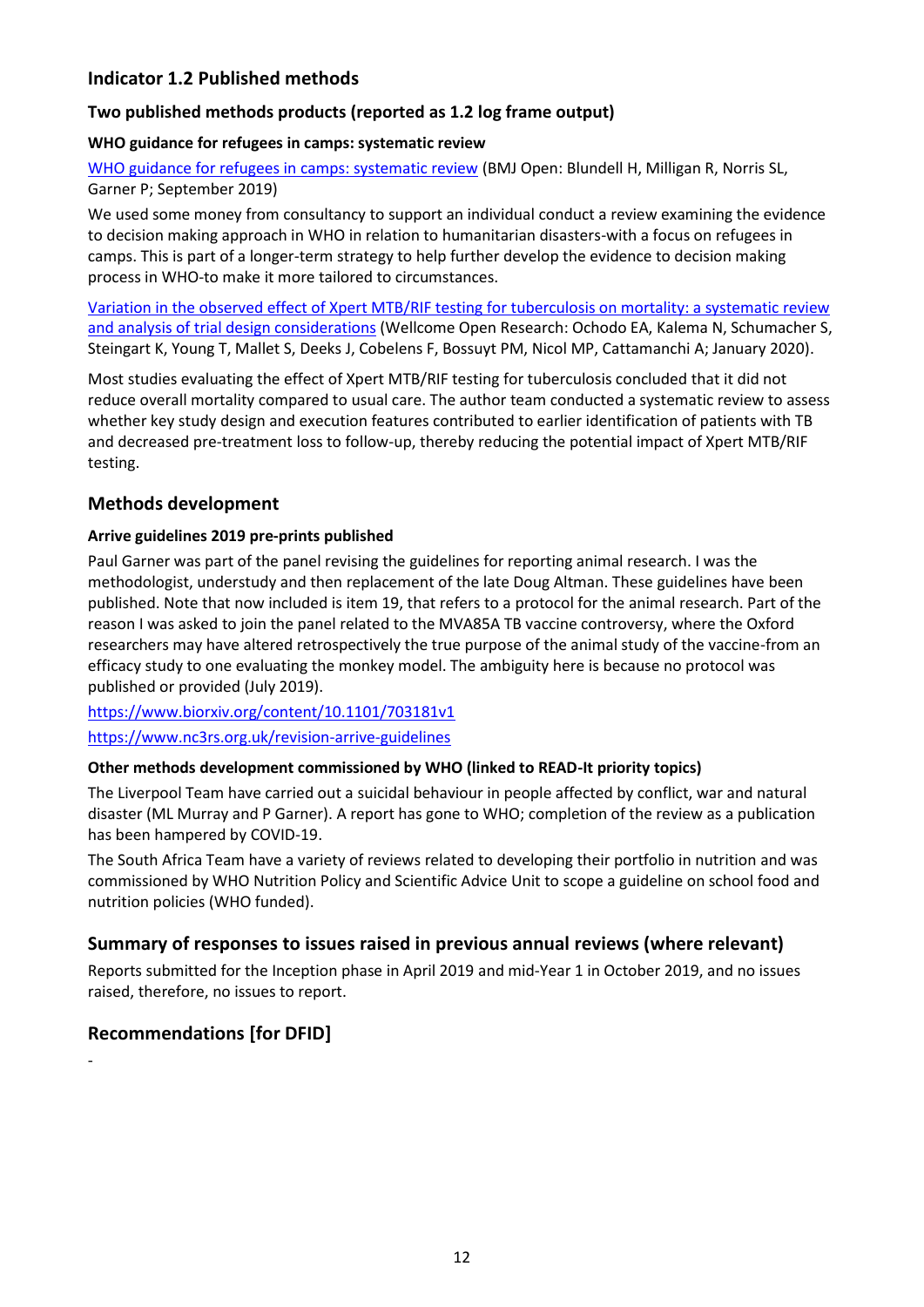## Indicator 1.2 Published methods

### Two published methods products (reported as 1.2 log frame output)

#### WHO guidance for refugees in camps: systematic review

WHO guidance for refugees in camps: systematic review (BMJ Open: Blundell H, Milligan R, Norris SL, Garner P; September 2019)

We used some money from consultancy to support an individual conduct a review examining the evidence to decision making approach in WHO in relation to humanitarian disasters-with a focus on refugees in camps. This is part of a longer-term strategy to help further develop the evidence to decision making process in WHO-to make it more tailored to circumstances.

Variation in the observed effect of Xpert MTB/RIF testing for tuberculosis on mortality: a systematic review and analysis of trial design considerations (Wellcome Open Research: Ochodo EA, Kalema N, Schumacher S, Steingart K, Young T, Mallet S, Deeks J, Cobelens F, Bossuyt PM, Nicol MP, Cattamanchi A; January 2020).

Most studies evaluating the effect of Xpert MTB/RIF testing for tuberculosis concluded that it did not reduce overall mortality compared to usual care. The author team conducted a systematic review to assess whether key study design and execution features contributed to earlier identification of patients with TB and decreased pre-treatment loss to follow-up, thereby reducing the potential impact of Xpert MTB/RIF testing.

## Methods development

#### Arrive guidelines 2019 pre-prints published

Paul Garner was part of the panel revising the guidelines for reporting animal research. I was the methodologist, understudy and then replacement of the late Doug Altman. These guidelines have been published. Note that now included is item 19, that refers to a protocol for the animal research. Part of the reason I was asked to join the panel related to the MVA85A TB vaccine controversy, where the Oxford researchers may have altered retrospectively the true purpose of the animal study of the vaccine-from an efficacy study to one evaluating the monkey model. The ambiguity here is because no protocol was published or provided (July 2019).

https://www.biorxiv.org/content/10.1101/703181v1

https://www.nc3rs.org.uk/revision-arrive-guidelines

#### Other methods development commissioned by WHO (linked to READ-It priority topics)

The Liverpool Team have carried out a suicidal behaviour in people affected by conflict, war and natural disaster (ML Murray and P Garner). A report has gone to WHO; completion of the review as a publication has been hampered by COVID-19.

The South Africa Team have a variety of reviews related to developing their portfolio in nutrition and was commissioned by WHO Nutrition Policy and Scientific Advice Unit to scope a guideline on school food and nutrition policies (WHO funded).

## Summary of responses to issues raised in previous annual reviews (where relevant)

Reports submitted for the Inception phase in April 2019 and mid-Year 1 in October 2019, and no issues raised, therefore, no issues to report.

## Recommendations [for DFID]

-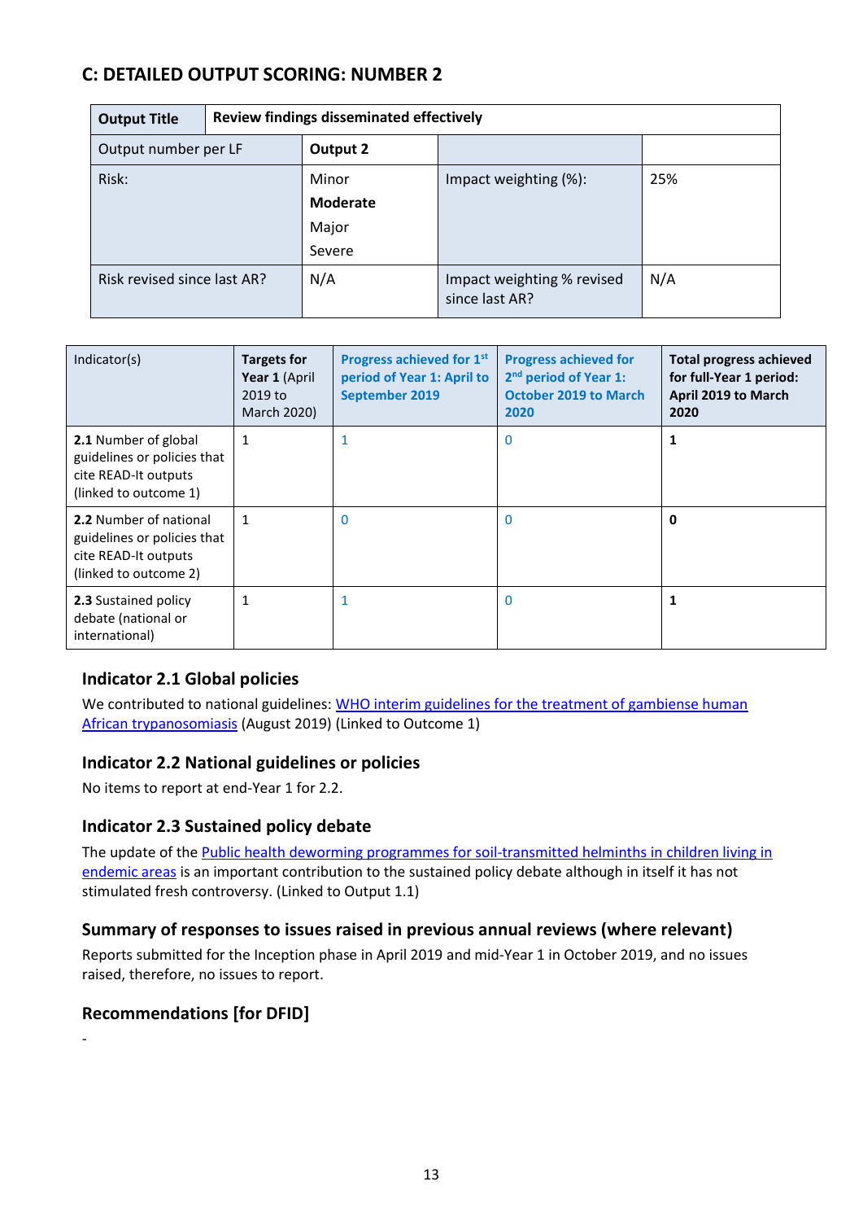## C: DETAILED OUTPUT SCORING: NUMBER 2

| **Output Title** | **Review findings disseminated effectively** | | |
|---|---|---|---|
| Output number per LF | **Output 2** | | |
| Risk: | Minor<br>**Moderate**<br>Major<br>Severe | Impact weighting (%): | 25% |
| Risk revised since last AR? | N/A | Impact weighting % revised since last AR? | N/A |

| Indicator(s) | **Targets for Year 1** (April 2019 to March 2020) | **Progress achieved for 1st period of Year 1: April to September 2019** | **Progress achieved for 2nd period of Year 1: October 2019 to March 2020** | **Total progress achieved for full-Year 1 period: April 2019 to March 2020** |
|---|---|---|---|---|
| **2.1** Number of global guidelines or policies that cite READ-It outputs (linked to outcome 1) | 1 | 1 | 0 | **1** |
| **2.2** Number of national guidelines or policies that cite READ-It outputs (linked to outcome 2) | 1 | 0 | 0 | **0** |
| **2.3** Sustained policy debate (national or international) | 1 | 1 | 0 | **1** |

### Indicator 2.1 Global policies

We contributed to national guidelines: [WHO interim guidelines for the treatment of gambiense human African trypanosomiasis]() (August 2019) (Linked to Outcome 1)

### Indicator 2.2 National guidelines or policies

No items to report at end-Year 1 for 2.2.

### Indicator 2.3 Sustained policy debate

The update of the [Public health deworming programmes for soil-transmitted helminths in children living in endemic areas]() is an important contribution to the sustained policy debate although in itself it has not stimulated fresh controversy. (Linked to Output 1.1)

### Summary of responses to issues raised in previous annual reviews (where relevant)

Reports submitted for the Inception phase in April 2019 and mid-Year 1 in October 2019, and no issues raised, therefore, no issues to report.

### Recommendations [for DFID]

-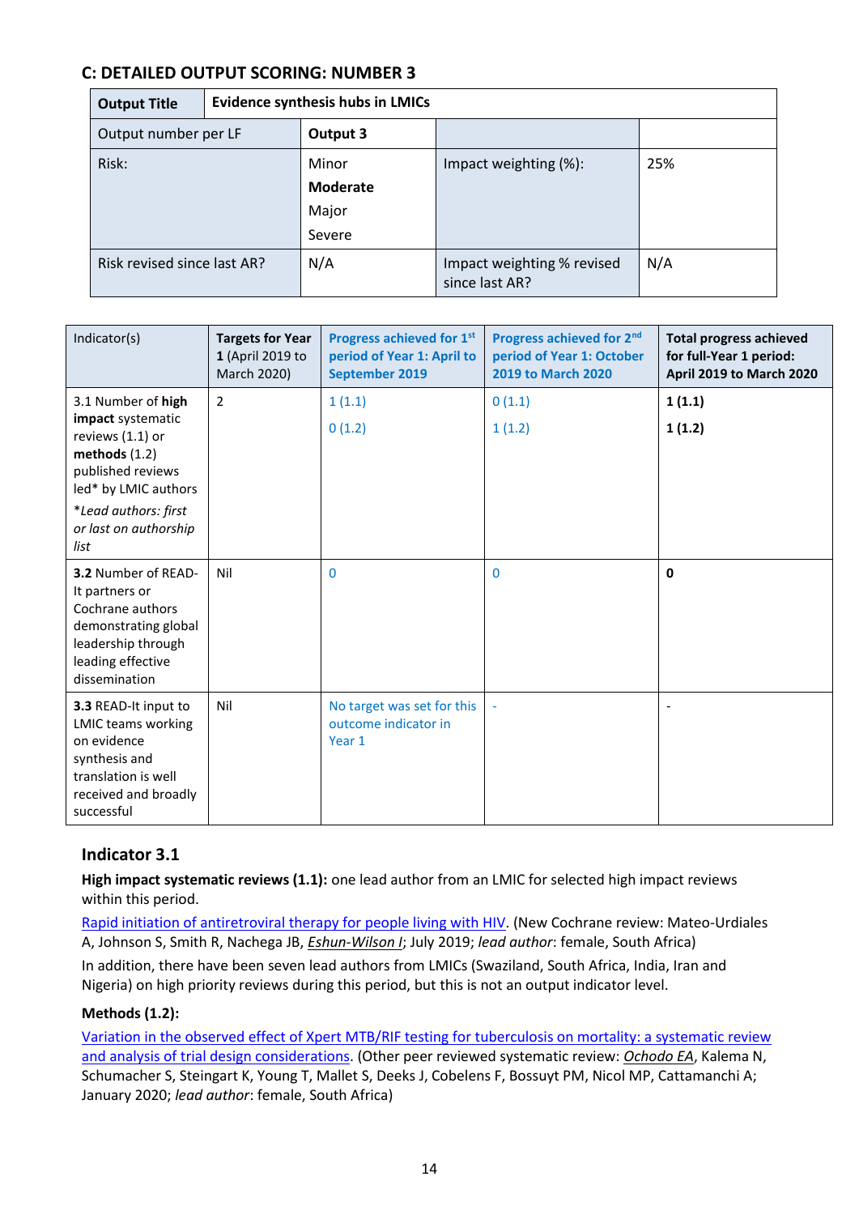## C: DETAILED OUTPUT SCORING: NUMBER 3

| **Output Title** | **Evidence synthesis hubs in LMICs** | | |
|---|---|---|---|
| Output number per LF | **Output 3** | | |
| Risk: | Minor<br>**Moderate**<br>Major<br>Severe | Impact weighting (%): | 25% |
| Risk revised since last AR? | N/A | Impact weighting % revised since last AR? | N/A |

| Indicator(s) | **Targets for Year 1** (April 2019 to March 2020) | **Progress achieved for 1st period of Year 1: April to September 2019** | **Progress achieved for 2nd period of Year 1: October 2019 to March 2020** | **Total progress achieved for full-Year 1 period: April 2019 to March 2020** |
|---|---|---|---|---|
| 3.1 Number of **high impact** systematic reviews (1.1) or **methods** (1.2) published reviews led* by LMIC authors<br>*\*Lead authors: first or last on authorship list* | 2 | 1 (1.1)<br>0 (1.2) | 0 (1.1)<br>1 (1.2) | **1 (1.1)**<br>**1 (1.2)** |
| **3.2** Number of READ-It partners or Cochrane authors demonstrating global leadership through leading effective dissemination | Nil | 0 | 0 | **0** |
| **3.3** READ-It input to LMIC teams working on evidence synthesis and translation is well received and broadly successful | Nil | No target was set for this outcome indicator in Year 1 | - | - |

### Indicator 3.1

**High impact systematic reviews (1.1):** one lead author from an LMIC for selected high impact reviews within this period.

Rapid initiation of antiretroviral therapy for people living with HIV. (New Cochrane review: Mateo-Urdiales A, Johnson S, Smith R, Nachega JB, *Eshun-Wilson I*; July 2019; *lead author*: female, South Africa)

In addition, there have been seven lead authors from LMICs (Swaziland, South Africa, India, Iran and Nigeria) on high priority reviews during this period, but this is not an output indicator level.

**Methods (1.2):**

Variation in the observed effect of Xpert MTB/RIF testing for tuberculosis on mortality: a systematic review and analysis of trial design considerations. (Other peer reviewed systematic review: *Ochodo EA*, Kalema N, Schumacher S, Steingart K, Young T, Mallet S, Deeks J, Cobelens F, Bossuyt PM, Nicol MP, Cattamanchi A; January 2020; *lead author*: female, South Africa)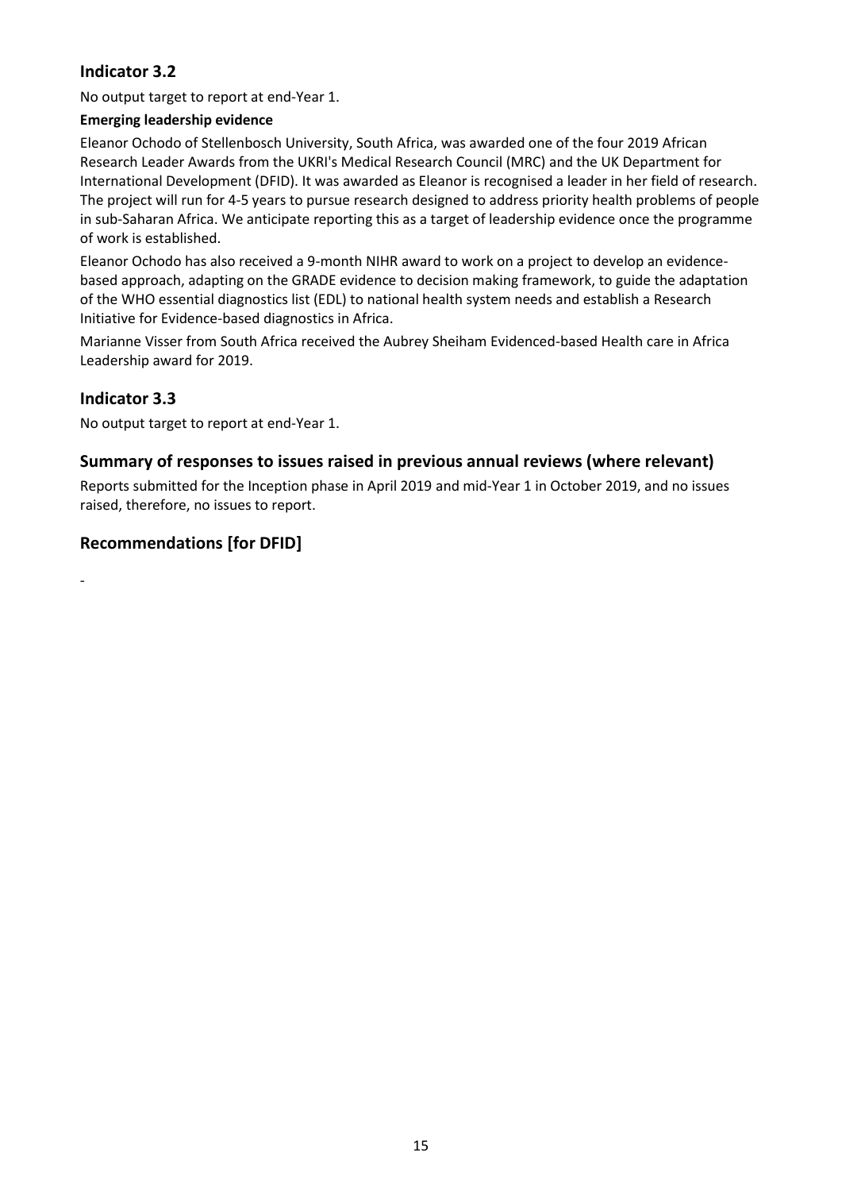## Indicator 3.2

No output target to report at end-Year 1.

**Emerging leadership evidence**

Eleanor Ochodo of Stellenbosch University, South Africa, was awarded one of the four 2019 African Research Leader Awards from the UKRI's Medical Research Council (MRC) and the UK Department for International Development (DFID). It was awarded as Eleanor is recognised a leader in her field of research. The project will run for 4-5 years to pursue research designed to address priority health problems of people in sub-Saharan Africa. We anticipate reporting this as a target of leadership evidence once the programme of work is established.

Eleanor Ochodo has also received a 9-month NIHR award to work on a project to develop an evidence-based approach, adapting on the GRADE evidence to decision making framework, to guide the adaptation of the WHO essential diagnostics list (EDL) to national health system needs and establish a Research Initiative for Evidence-based diagnostics in Africa.

Marianne Visser from South Africa received the Aubrey Sheiham Evidenced-based Health care in Africa Leadership award for 2019.

## Indicator 3.3

No output target to report at end-Year 1.

## Summary of responses to issues raised in previous annual reviews (where relevant)

Reports submitted for the Inception phase in April 2019 and mid-Year 1 in October 2019, and no issues raised, therefore, no issues to report.

## Recommendations [for DFID]

-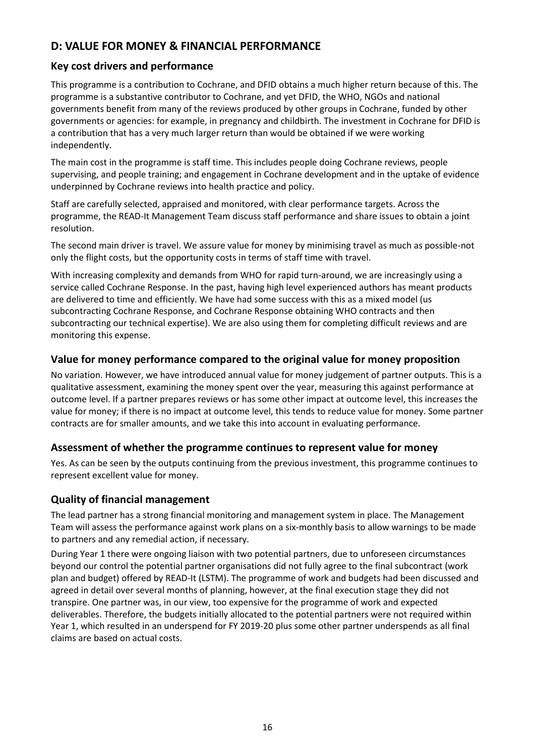## D: VALUE FOR MONEY & FINANCIAL PERFORMANCE

### Key cost drivers and performance

This programme is a contribution to Cochrane, and DFID obtains a much higher return because of this. The programme is a substantive contributor to Cochrane, and yet DFID, the WHO, NGOs and national governments benefit from many of the reviews produced by other groups in Cochrane, funded by other governments or agencies: for example, in pregnancy and childbirth. The investment in Cochrane for DFID is a contribution that has a very much larger return than would be obtained if we were working independently.

The main cost in the programme is staff time. This includes people doing Cochrane reviews, people supervising, and people training; and engagement in Cochrane development and in the uptake of evidence underpinned by Cochrane reviews into health practice and policy.

Staff are carefully selected, appraised and monitored, with clear performance targets. Across the programme, the READ-It Management Team discuss staff performance and share issues to obtain a joint resolution.

The second main driver is travel. We assure value for money by minimising travel as much as possible-not only the flight costs, but the opportunity costs in terms of staff time with travel.

With increasing complexity and demands from WHO for rapid turn-around, we are increasingly using a service called Cochrane Response. In the past, having high level experienced authors has meant products are delivered to time and efficiently. We have had some success with this as a mixed model (us subcontracting Cochrane Response, and Cochrane Response obtaining WHO contracts and then subcontracting our technical expertise). We are also using them for completing difficult reviews and are monitoring this expense.

### Value for money performance compared to the original value for money proposition

No variation. However, we have introduced annual value for money judgement of partner outputs. This is a qualitative assessment, examining the money spent over the year, measuring this against performance at outcome level. If a partner prepares reviews or has some other impact at outcome level, this increases the value for money; if there is no impact at outcome level, this tends to reduce value for money. Some partner contracts are for smaller amounts, and we take this into account in evaluating performance.

### Assessment of whether the programme continues to represent value for money

Yes. As can be seen by the outputs continuing from the previous investment, this programme continues to represent excellent value for money.

### Quality of financial management

The lead partner has a strong financial monitoring and management system in place. The Management Team will assess the performance against work plans on a six-monthly basis to allow warnings to be made to partners and any remedial action, if necessary.

During Year 1 there were ongoing liaison with two potential partners, due to unforeseen circumstances beyond our control the potential partner organisations did not fully agree to the final subcontract (work plan and budget) offered by READ-It (LSTM). The programme of work and budgets had been discussed and agreed in detail over several months of planning, however, at the final execution stage they did not transpire. One partner was, in our view, too expensive for the programme of work and expected deliverables. Therefore, the budgets initially allocated to the potential partners were not required within Year 1, which resulted in an underspend for FY 2019-20 plus some other partner underspends as all final claims are based on actual costs.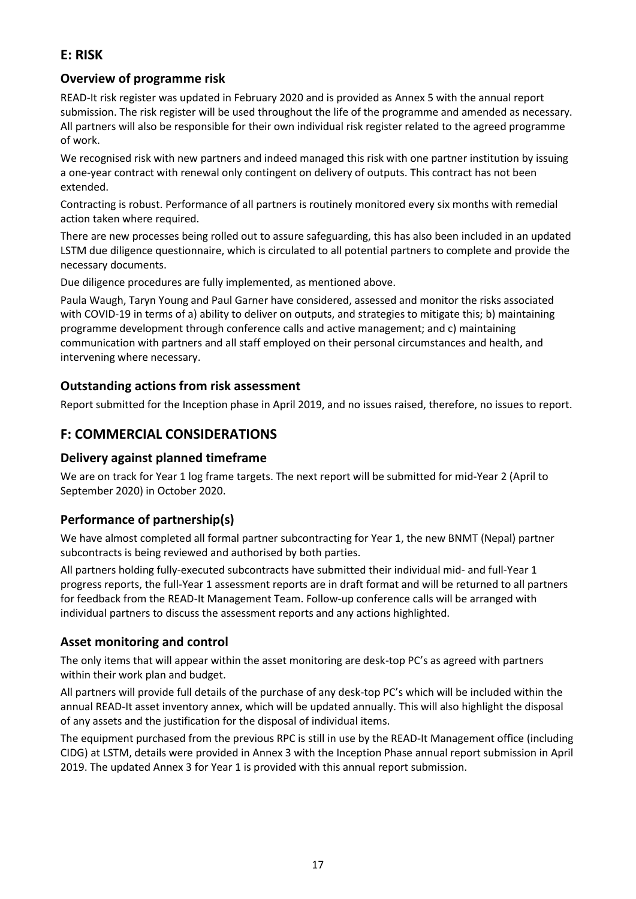## E: RISK

### Overview of programme risk

READ-It risk register was updated in February 2020 and is provided as Annex 5 with the annual report submission. The risk register will be used throughout the life of the programme and amended as necessary. All partners will also be responsible for their own individual risk register related to the agreed programme of work.

We recognised risk with new partners and indeed managed this risk with one partner institution by issuing a one-year contract with renewal only contingent on delivery of outputs. This contract has not been extended.

Contracting is robust. Performance of all partners is routinely monitored every six months with remedial action taken where required.

There are new processes being rolled out to assure safeguarding, this has also been included in an updated LSTM due diligence questionnaire, which is circulated to all potential partners to complete and provide the necessary documents.

Due diligence procedures are fully implemented, as mentioned above.

Paula Waugh, Taryn Young and Paul Garner have considered, assessed and monitor the risks associated with COVID-19 in terms of a) ability to deliver on outputs, and strategies to mitigate this; b) maintaining programme development through conference calls and active management; and c) maintaining communication with partners and all staff employed on their personal circumstances and health, and intervening where necessary.

### Outstanding actions from risk assessment

Report submitted for the Inception phase in April 2019, and no issues raised, therefore, no issues to report.

## F: COMMERCIAL CONSIDERATIONS

### Delivery against planned timeframe

We are on track for Year 1 log frame targets. The next report will be submitted for mid-Year 2 (April to September 2020) in October 2020.

### Performance of partnership(s)

We have almost completed all formal partner subcontracting for Year 1, the new BNMT (Nepal) partner subcontracts is being reviewed and authorised by both parties.

All partners holding fully-executed subcontracts have submitted their individual mid- and full-Year 1 progress reports, the full-Year 1 assessment reports are in draft format and will be returned to all partners for feedback from the READ-It Management Team. Follow-up conference calls will be arranged with individual partners to discuss the assessment reports and any actions highlighted.

### Asset monitoring and control

The only items that will appear within the asset monitoring are desk-top PC's as agreed with partners within their work plan and budget.

All partners will provide full details of the purchase of any desk-top PC's which will be included within the annual READ-It asset inventory annex, which will be updated annually. This will also highlight the disposal of any assets and the justification for the disposal of individual items.

The equipment purchased from the previous RPC is still in use by the READ-It Management office (including CIDG) at LSTM, details were provided in Annex 3 with the Inception Phase annual report submission in April 2019. The updated Annex 3 for Year 1 is provided with this annual report submission.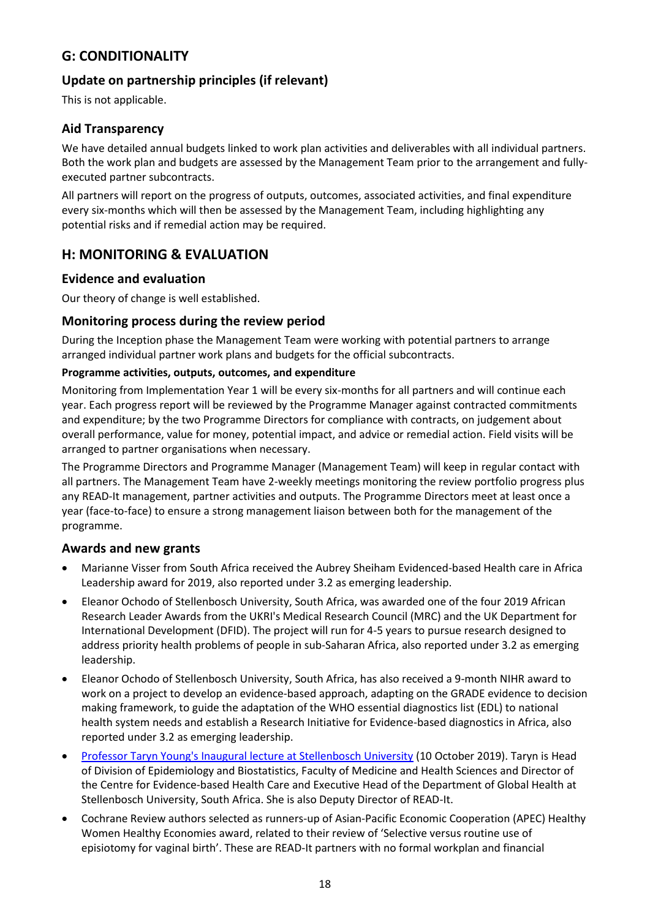## G: CONDITIONALITY

### Update on partnership principles (if relevant)

This is not applicable.

### Aid Transparency

We have detailed annual budgets linked to work plan activities and deliverables with all individual partners. Both the work plan and budgets are assessed by the Management Team prior to the arrangement and fully-executed partner subcontracts.

All partners will report on the progress of outputs, outcomes, associated activities, and final expenditure every six-months which will then be assessed by the Management Team, including highlighting any potential risks and if remedial action may be required.

## H: MONITORING & EVALUATION

### Evidence and evaluation

Our theory of change is well established.

### Monitoring process during the review period

During the Inception phase the Management Team were working with potential partners to arrange arranged individual partner work plans and budgets for the official subcontracts.

**Programme activities, outputs, outcomes, and expenditure**

Monitoring from Implementation Year 1 will be every six-months for all partners and will continue each year. Each progress report will be reviewed by the Programme Manager against contracted commitments and expenditure; by the two Programme Directors for compliance with contracts, on judgement about overall performance, value for money, potential impact, and advice or remedial action. Field visits will be arranged to partner organisations when necessary.

The Programme Directors and Programme Manager (Management Team) will keep in regular contact with all partners. The Management Team have 2-weekly meetings monitoring the review portfolio progress plus any READ-It management, partner activities and outputs. The Programme Directors meet at least once a year (face-to-face) to ensure a strong management liaison between both for the management of the programme.

### Awards and new grants

- Marianne Visser from South Africa received the Aubrey Sheiham Evidenced-based Health care in Africa Leadership award for 2019, also reported under 3.2 as emerging leadership.
- Eleanor Ochodo of Stellenbosch University, South Africa, was awarded one of the four 2019 African Research Leader Awards from the UKRI's Medical Research Council (MRC) and the UK Department for International Development (DFID). The project will run for 4-5 years to pursue research designed to address priority health problems of people in sub-Saharan Africa, also reported under 3.2 as emerging leadership.
- Eleanor Ochodo of Stellenbosch University, South Africa, has also received a 9-month NIHR award to work on a project to develop an evidence-based approach, adapting on the GRADE evidence to decision making framework, to guide the adaptation of the WHO essential diagnostics list (EDL) to national health system needs and establish a Research Initiative for Evidence-based diagnostics in Africa, also reported under 3.2 as emerging leadership.
- Professor Taryn Young's Inaugural lecture at Stellenbosch University (10 October 2019). Taryn is Head of Division of Epidemiology and Biostatistics, Faculty of Medicine and Health Sciences and Director of the Centre for Evidence-based Health Care and Executive Head of the Department of Global Health at Stellenbosch University, South Africa. She is also Deputy Director of READ-It.
- Cochrane Review authors selected as runners-up of Asian-Pacific Economic Cooperation (APEC) Healthy Women Healthy Economies award, related to their review of 'Selective versus routine use of episiotomy for vaginal birth'. These are READ-It partners with no formal workplan and financial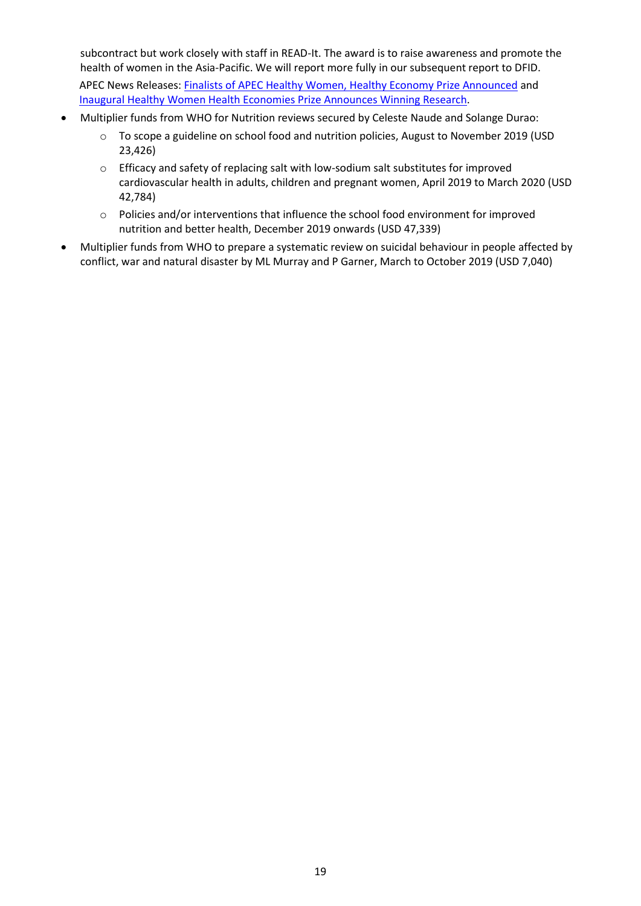subcontract but work closely with staff in READ-It. The award is to raise awareness and promote the health of women in the Asia-Pacific. We will report more fully in our subsequent report to DFID.

APEC News Releases: Finalists of APEC Healthy Women, Healthy Economy Prize Announced and Inaugural Healthy Women Health Economies Prize Announces Winning Research.

- Multiplier funds from WHO for Nutrition reviews secured by Celeste Naude and Solange Durao:
  - To scope a guideline on school food and nutrition policies, August to November 2019 (USD 23,426)
  - Efficacy and safety of replacing salt with low-sodium salt substitutes for improved cardiovascular health in adults, children and pregnant women, April 2019 to March 2020 (USD 42,784)
  - Policies and/or interventions that influence the school food environment for improved nutrition and better health, December 2019 onwards (USD 47,339)
- Multiplier funds from WHO to prepare a systematic review on suicidal behaviour in people affected by conflict, war and natural disaster by ML Murray and P Garner, March to October 2019 (USD 7,040)